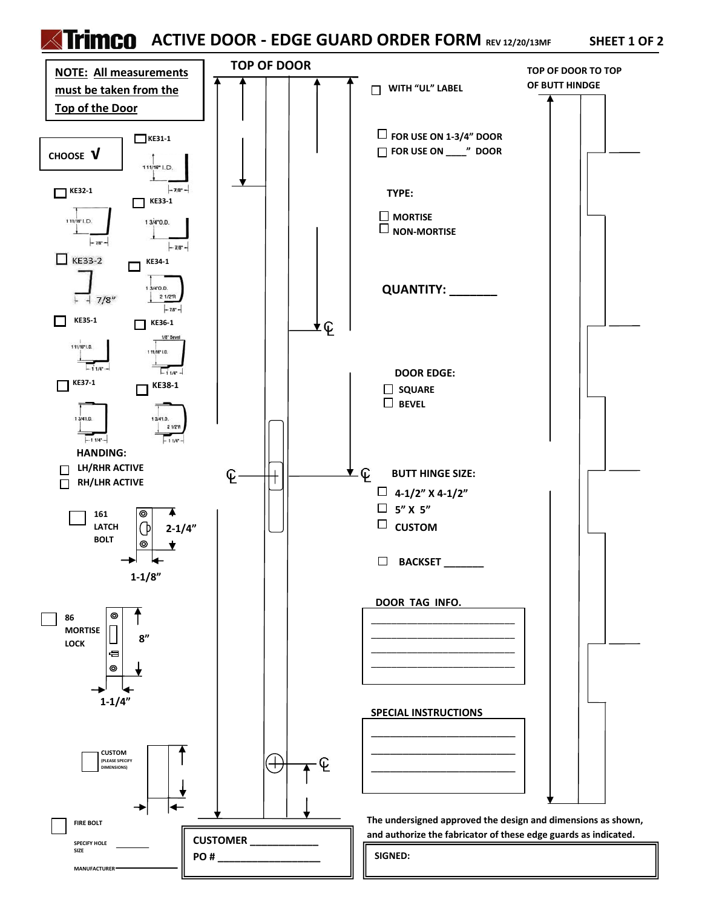# Trimco ACTIVE DOOR - EDGE GUARD ORDER FORM REV 12/20/13MF

SHEET 1 OF 2

**NOTE: All measurements must be taken from the Top of the Door**

TOP OF DOOR

TOP OF DOOR TO TOP OF BUTT HINDGE

CHOOSE √

- ☐ KE31-1 (1 11/16" I.D., 7/8")
- ☐ KE32-1 (1 11/16" I.D., 7/8")
- ☐ KE33-1 (1 3/4" O.D., 7/8")
- ☐ KE33-2 (7/8")
- ☐ KE34-1 (1 3/4" O.D., 2 1/2"R, 7/8")
- ☐ KE35-1 (1 11/16" I.D., 1 1/4")
- ☐ KE36-1 (1/8" Bevel, 1 11/16" I.D., 1 1/4")
- ☐ KE37-1 (1 3/4 I.D., 1 1/4")
- ☐ KE38-1 (1 3/4 I.D., 2 1/2"R, 1 1/4")

**HANDING:**

- ☐ LH/RHR ACTIVE
- ☐ RH/LHR ACTIVE

☐ 161 LATCH BOLT — 2-1/4", 1-1/8"

☐ 86 MORTISE LOCK — 8", 1-1/4"

☐ CUSTOM (PLEASE SPECIFY DIMENSIONS)

☐ FIRE BOLT

SPECIFY HOLE SIZE ________

MANUFACTURER________

☐ WITH "UL" LABEL

- ☐ FOR USE ON 1-3/4" DOOR
- ☐ FOR USE ON ____" DOOR

**TYPE:**

- ☐ MORTISE
- ☐ NON-MORTISE

**QUANTITY: _______**

**DOOR EDGE:**

- ☐ SQUARE
- ☐ BEVEL

**BUTT HINGE SIZE:**

- ☐ 4-1/2" X 4-1/2"
- ☐ 5" X 5"
- ☐ CUSTOM

☐ BACKSET _______

**DOOR TAG INFO.**

_________________________
_________________________
_________________________
_________________________

**SPECIAL INSTRUCTIONS**

_________________________
_________________________
_________________________

CUSTOMER ____________

PO # ___________________

The undersigned approved the design and dimensions as shown, and authorize the fabricator of these edge guards as indicated.

SIGNED: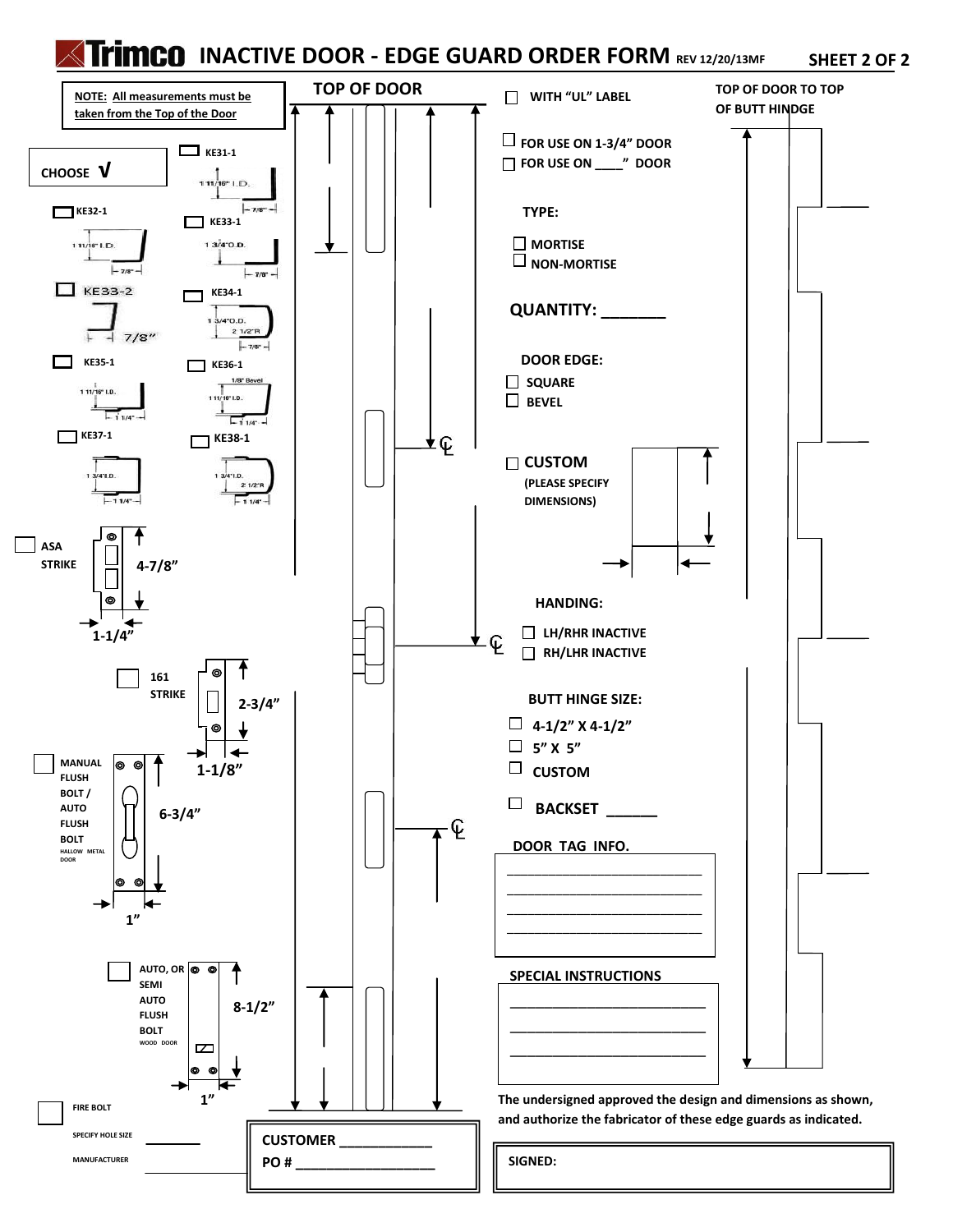# Trimco INACTIVE DOOR - EDGE GUARD ORDER FORM REV 12/20/13MF

**SHEET 2 OF 2**

**NOTE: All measurements must be taken from the Top of the Door**

**CHOOSE √**

- ☐ KE31-1 (1 11/16" I.D., 7/8")
- ☐ KE32-1 (1 11/16" I.D., 7/8")
- ☐ KE33-1 (1 3/4" O.D., 7/8")
- ☐ KE33-2 (7/8")
- ☐ KE34-1 (1 3/4" O.D., 2 1/2" R, 7/8")
- ☐ KE35-1 (1 11/16" I.D., 1 1/4")
- ☐ KE36-1 (1/8" Bevel, 1 11/16" I.D., 1 1/4")
- ☐ KE37-1 (1 3/4" I.D., 1 1/4")
- ☐ KE38-1 (1 3/4" I.D., 2 1/2" R, 1 1/4")

- ☐ ASA STRIKE (4-7/8", 1-1/4")
- ☐ 161 STRIKE (2-3/4", 1-1/8")
- ☐ MANUAL FLUSH BOLT / AUTO FLUSH BOLT HALLOW METAL DOOR (6-3/4", 1")
- ☐ AUTO, OR SEMI AUTO FLUSH BOLT WOOD DOOR (8-1/2", 1")
- ☐ FIRE BOLT

SPECIFY HOLE SIZE ________

MANUFACTURER ________

**TOP OF DOOR**

℄

℄

℄

- ☐ WITH "UL" LABEL

**TOP OF DOOR TO TOP OF BUTT HINDGE**

- ☐ FOR USE ON 1-3/4" DOOR
- ☐ FOR USE ON ____" DOOR

**TYPE:**

- ☐ MORTISE
- ☐ NON-MORTISE

**QUANTITY: _______**

**DOOR EDGE:**

- ☐ SQUARE
- ☐ BEVEL

- ☐ **CUSTOM** (PLEASE SPECIFY DIMENSIONS)

**HANDING:**

- ☐ LH/RHR INACTIVE
- ☐ RH/LHR INACTIVE

**BUTT HINGE SIZE:**

- ☐ 4-1/2" X 4-1/2"
- ☐ 5" X 5"
- ☐ CUSTOM

- ☐ **BACKSET ______**

**DOOR TAG INFO.**

__________________________

__________________________

__________________________

__________________________

**SPECIAL INSTRUCTIONS**

__________________________

__________________________

__________________________

**CUSTOMER ____________**

**PO # ___________________**

**The undersigned approved the design and dimensions as shown, and authorize the fabricator of these edge guards as indicated.**

**SIGNED:**